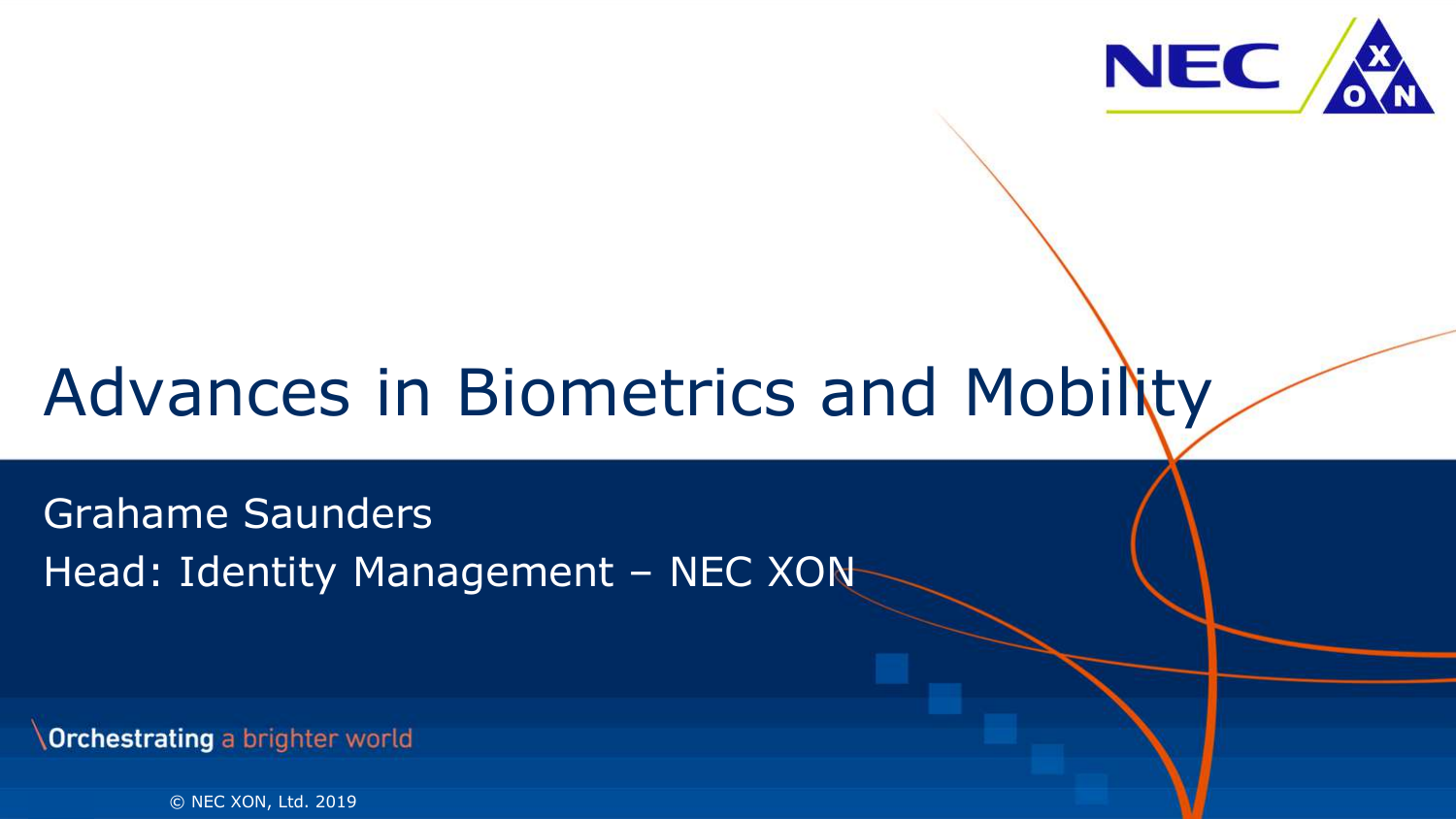# Advances in Biometrics and Mobility

Grahame Saunders

Head: Identity Management – NEC XON

Orchestrating a brighter world

© NEC XON, Ltd. 2019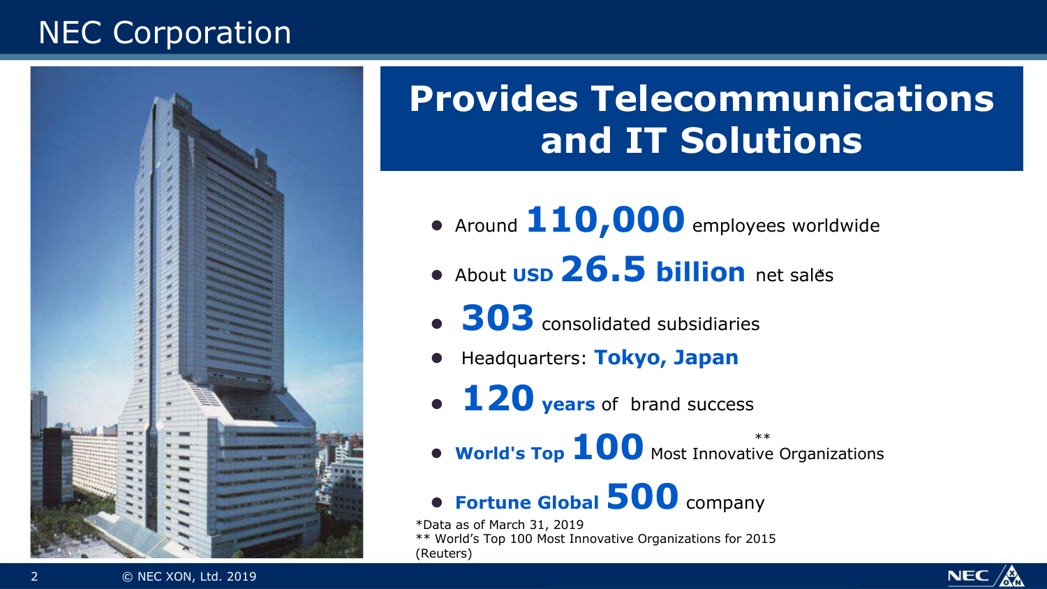# NEC Corporation

## Provides Telecommunications and IT Solutions

- Around **110,000** employees worldwide
- About **USD 26.5 billion** net sales*
- **303** consolidated subsidiaries
- Headquarters: **Tokyo, Japan**
- **120 years** of brand success
- **World's Top 100** Most Innovative Organizations**
- **Fortune Global 500** company

*Data as of March 31, 2019
** World's Top 100 Most Innovative Organizations for 2015 (Reuters)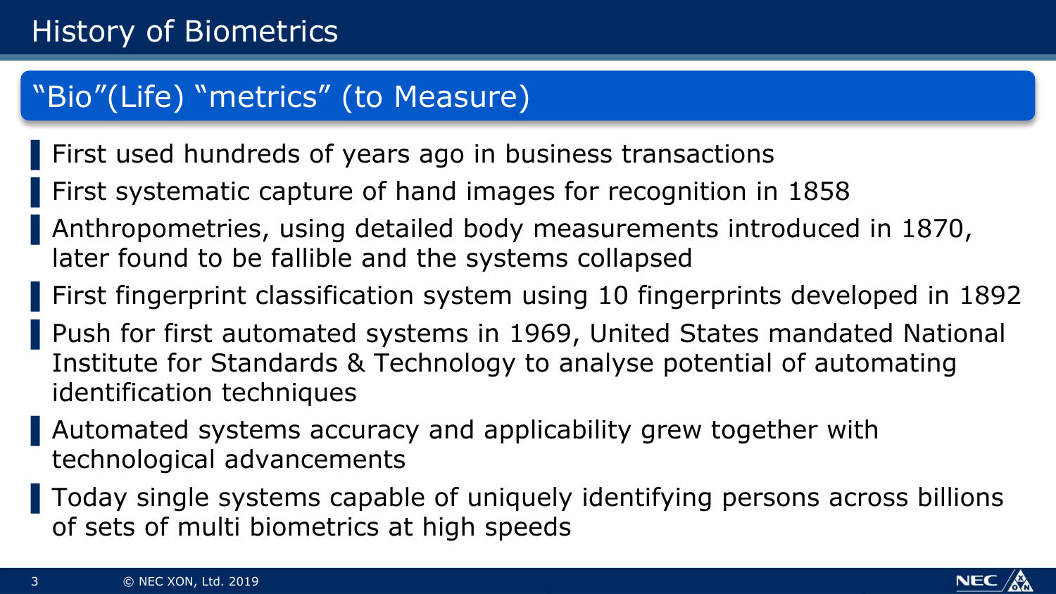# History of Biometrics

## "Bio"(Life) "metrics" (to Measure)

- First used hundreds of years ago in business transactions
- First systematic capture of hand images for recognition in 1858
- Anthropometries, using detailed body measurements introduced in 1870, later found to be fallible and the systems collapsed
- First fingerprint classification system using 10 fingerprints developed in 1892
- Push for first automated systems in 1969, United States mandated National Institute for Standards & Technology to analyse potential of automating identification techniques
- Automated systems accuracy and applicability grew together with technological advancements
- Today single systems capable of uniquely identifying persons across billions of sets of multi biometrics at high speeds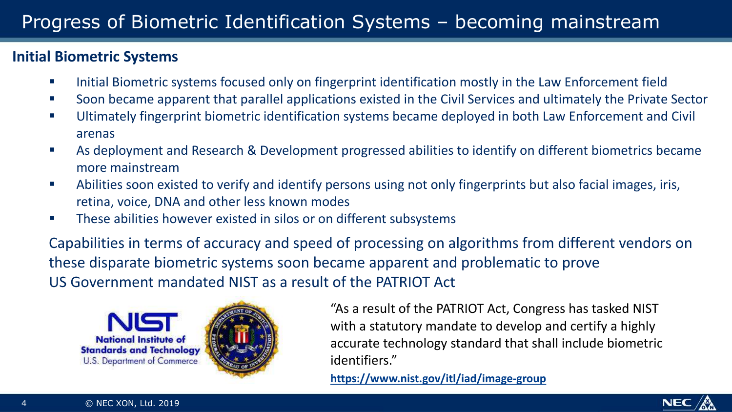# Progress of Biometric Identification Systems – becoming mainstream

## Initial Biometric Systems

- Initial Biometric systems focused only on fingerprint identification mostly in the Law Enforcement field
- Soon became apparent that parallel applications existed in the Civil Services and ultimately the Private Sector
- Ultimately fingerprint biometric identification systems became deployed in both Law Enforcement and Civil arenas
- As deployment and Research & Development progressed abilities to identify on different biometrics became more mainstream
- Abilities soon existed to verify and identify persons using not only fingerprints but also facial images, iris, retina, voice, DNA and other less known modes
- These abilities however existed in silos or on different subsystems

Capabilities in terms of accuracy and speed of processing on algorithms from different vendors on these disparate biometric systems soon became apparent and problematic to prove

US Government mandated NIST as a result of the PATRIOT Act

NIST National Institute of Standards and Technology U.S. Department of Commerce

"As a result of the PATRIOT Act, Congress has tasked NIST with a statutory mandate to develop and certify a highly accurate technology standard that shall include biometric identifiers."

**https://www.nist.gov/itl/iad/image-group**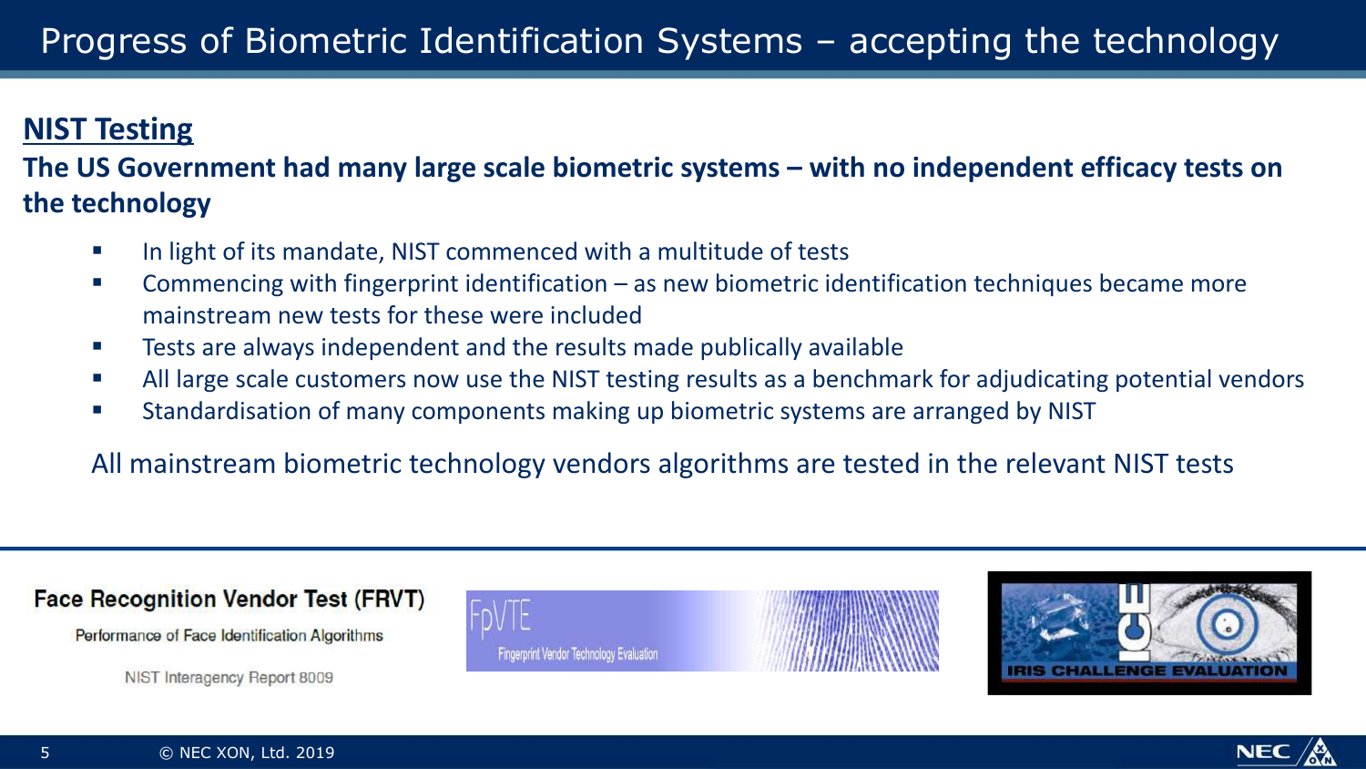# Progress of Biometric Identification Systems – accepting the technology

## NIST Testing

**The US Government had many large scale biometric systems – with no independent efficacy tests on the technology**

- In light of its mandate, NIST commenced with a multitude of tests
- Commencing with fingerprint identification – as new biometric identification techniques became more mainstream new tests for these were included
- Tests are always independent and the results made publically available
- All large scale customers now use the NIST testing results as a benchmark for adjudicating potential vendors
- Standardisation of many components making up biometric systems are arranged by NIST

All mainstream biometric technology vendors algorithms are tested in the relevant NIST tests

**Face Recognition Vendor Test (FRVT)**

Performance of Face Identification Algorithms

NIST Interagency Report 8009

FpVTE

Fingerprint Vendor Technology Evaluation

ICE

IRIS CHALLENGE EVALUATION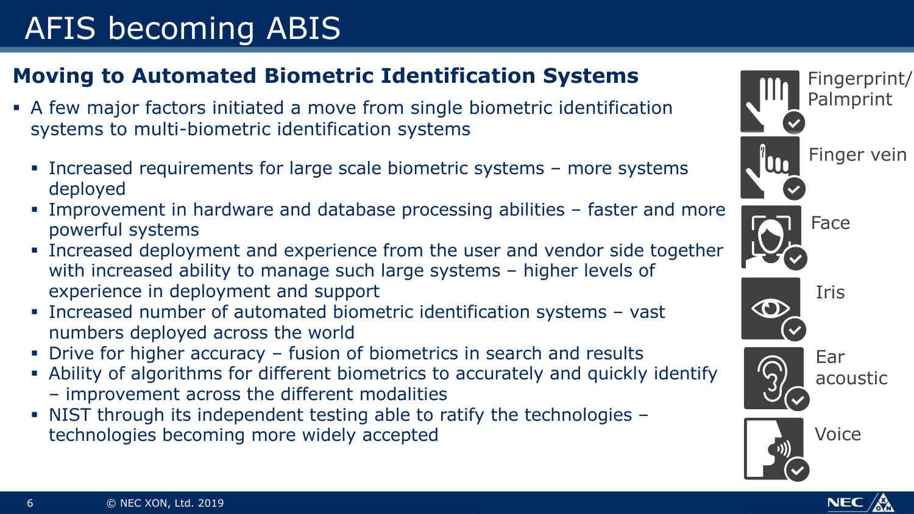# AFIS becoming ABIS

## Moving to Automated Biometric Identification Systems

- A few major factors initiated a move from single biometric identification systems to multi-biometric identification systems
  - Increased requirements for large scale biometric systems – more systems deployed
  - Improvement in hardware and database processing abilities – faster and more powerful systems
  - Increased deployment and experience from the user and vendor side together with increased ability to manage such large systems – higher levels of experience in deployment and support
  - Increased number of automated biometric identification systems – vast numbers deployed across the world
  - Drive for higher accuracy – fusion of biometrics in search and results
  - Ability of algorithms for different biometrics to accurately and quickly identify – improvement across the different modalities
  - NIST through its independent testing able to ratify the technologies – technologies becoming more widely accepted

Fingerprint/ Palmprint

Finger vein

Face

Iris

Ear acoustic

Voice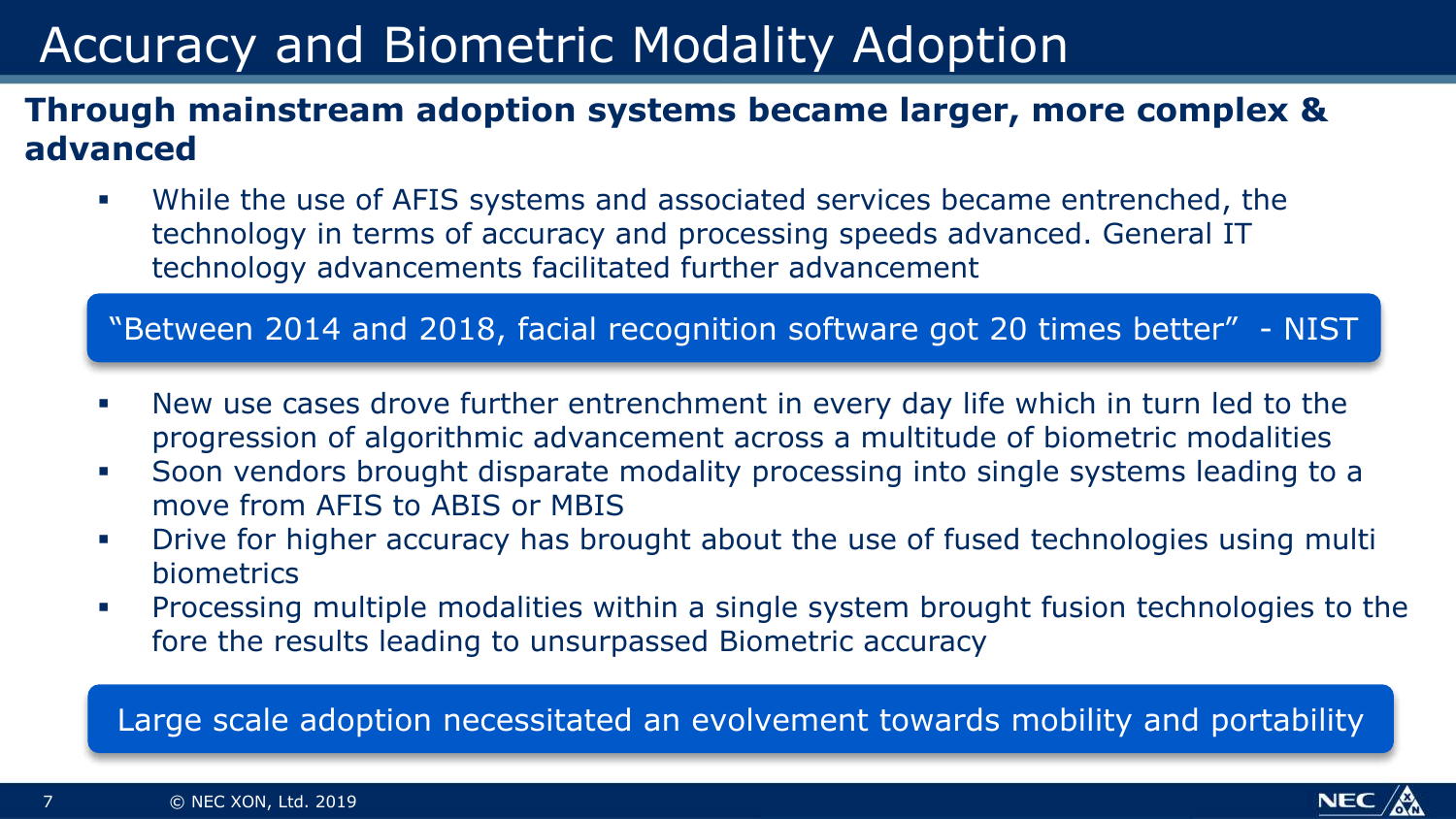# Accuracy and Biometric Modality Adoption

**Through mainstream adoption systems became larger, more complex & advanced**

- While the use of AFIS systems and associated services became entrenched, the technology in terms of accuracy and processing speeds advanced. General IT technology advancements facilitated further advancement

> “Between 2014 and 2018, facial recognition software got 20 times better” - NIST

- New use cases drove further entrenchment in every day life which in turn led to the progression of algorithmic advancement across a multitude of biometric modalities
- Soon vendors brought disparate modality processing into single systems leading to a move from AFIS to ABIS or MBIS
- Drive for higher accuracy has brought about the use of fused technologies using multi biometrics
- Processing multiple modalities within a single system brought fusion technologies to the fore the results leading to unsurpassed Biometric accuracy

> Large scale adoption necessitated an evolvement towards mobility and portability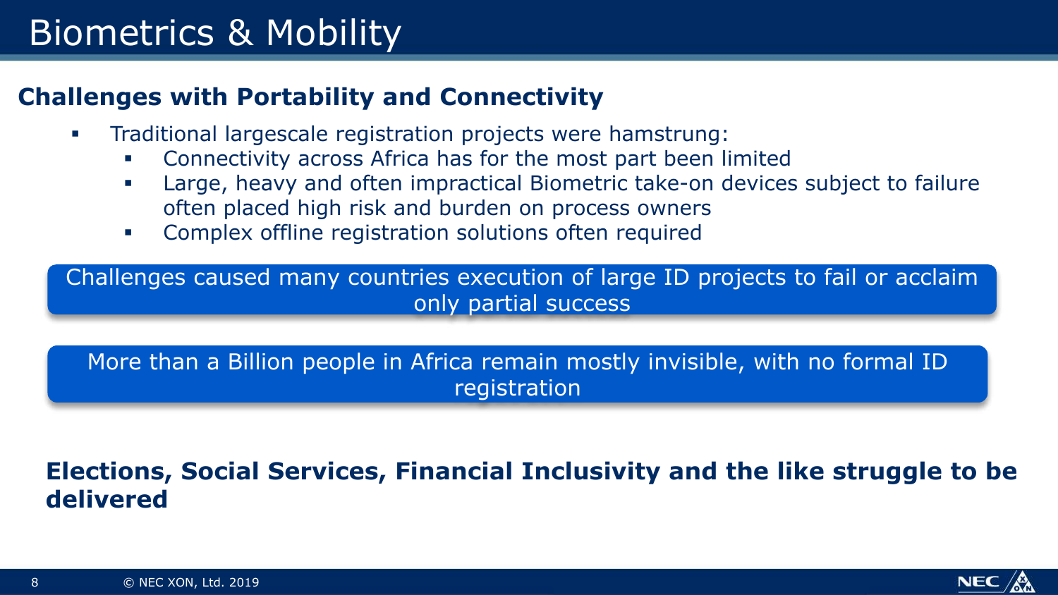# Biometrics & Mobility

## Challenges with Portability and Connectivity

- Traditional largescale registration projects were hamstrung:
  - Connectivity across Africa has for the most part been limited
  - Large, heavy and often impractical Biometric take-on devices subject to failure often placed high risk and burden on process owners
  - Complex offline registration solutions often required

Challenges caused many countries execution of large ID projects to fail or acclaim only partial success

More than a Billion people in Africa remain mostly invisible, with no formal ID registration

**Elections, Social Services, Financial Inclusivity and the like struggle to be delivered**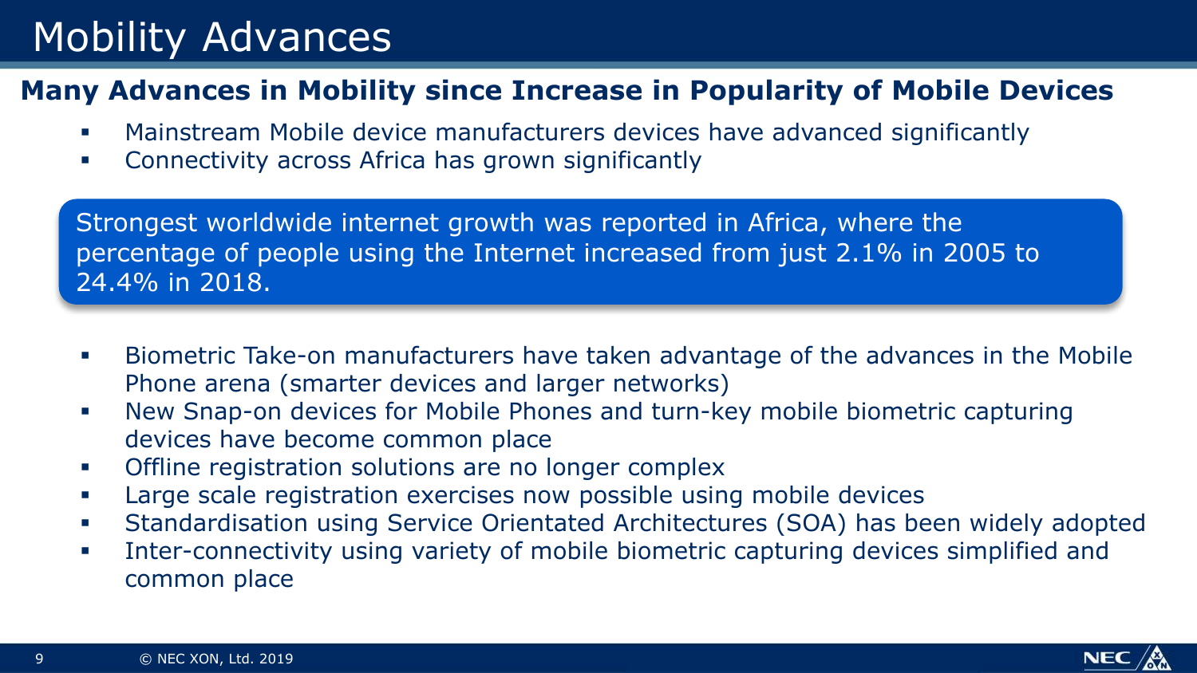# Mobility Advances

## Many Advances in Mobility since Increase in Popularity of Mobile Devices

- Mainstream Mobile device manufacturers devices have advanced significantly
- Connectivity across Africa has grown significantly

> Strongest worldwide internet growth was reported in Africa, where the percentage of people using the Internet increased from just 2.1% in 2005 to 24.4% in 2018.

- Biometric Take-on manufacturers have taken advantage of the advances in the Mobile Phone arena (smarter devices and larger networks)
- New Snap-on devices for Mobile Phones and turn-key mobile biometric capturing devices have become common place
- Offline registration solutions are no longer complex
- Large scale registration exercises now possible using mobile devices
- Standardisation using Service Orientated Architectures (SOA) has been widely adopted
- Inter-connectivity using variety of mobile biometric capturing devices simplified and common place

© NEC XON, Ltd. 2019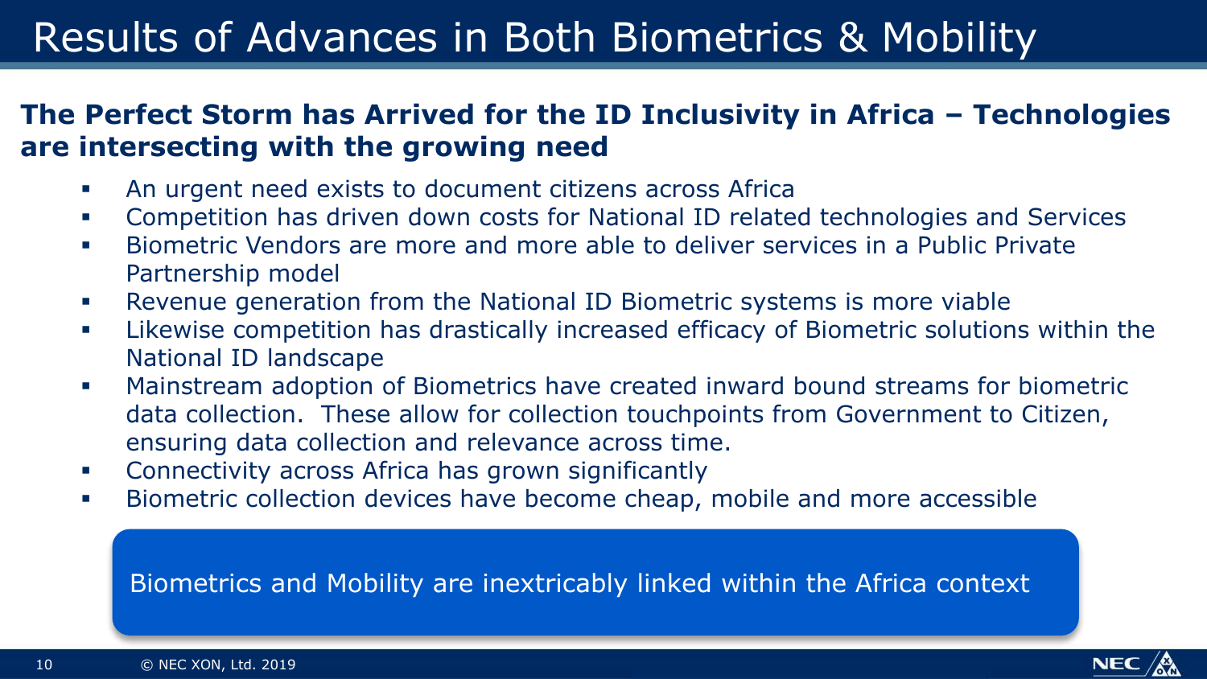# Results of Advances in Both Biometrics & Mobility

## The Perfect Storm has Arrived for the ID Inclusivity in Africa – Technologies are intersecting with the growing need

- An urgent need exists to document citizens across Africa
- Competition has driven down costs for National ID related technologies and Services
- Biometric Vendors are more and more able to deliver services in a Public Private Partnership model
- Revenue generation from the National ID Biometric systems is more viable
- Likewise competition has drastically increased efficacy of Biometric solutions within the National ID landscape
- Mainstream adoption of Biometrics have created inward bound streams for biometric data collection. These allow for collection touchpoints from Government to Citizen, ensuring data collection and relevance across time.
- Connectivity across Africa has grown significantly
- Biometric collection devices have become cheap, mobile and more accessible

Biometrics and Mobility are inextricably linked within the Africa context

© NEC XON, Ltd. 2019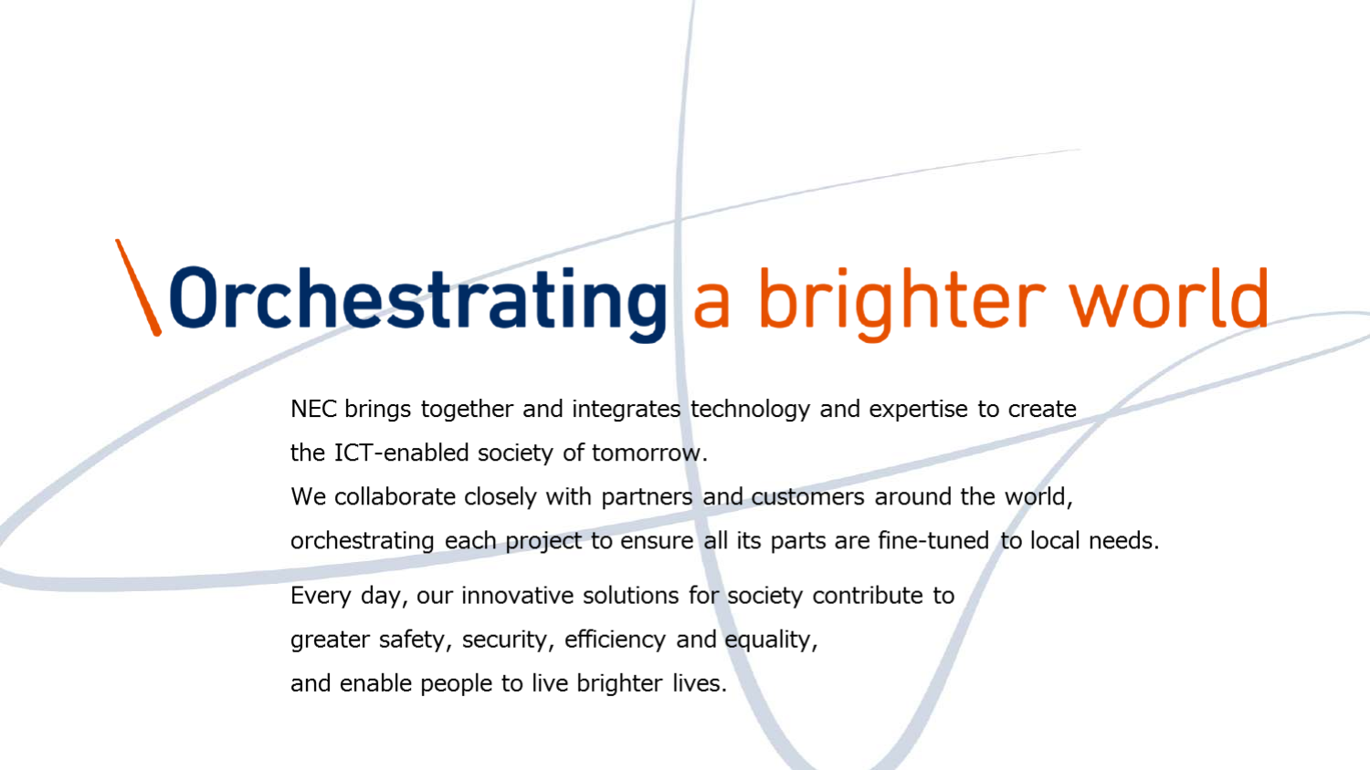# \Orchestrating a brighter world

NEC brings together and integrates technology and expertise to create the ICT-enabled society of tomorrow.
We collaborate closely with partners and customers around the world, orchestrating each project to ensure all its parts are fine-tuned to local needs.

Every day, our innovative solutions for society contribute to greater safety, security, efficiency and equality, and enable people to live brighter lives.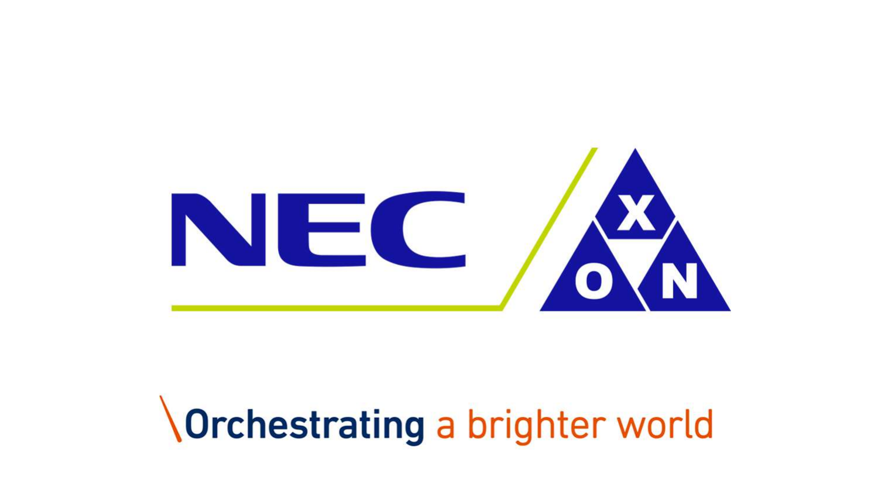NEC

X O N

\Orchestrating a brighter world